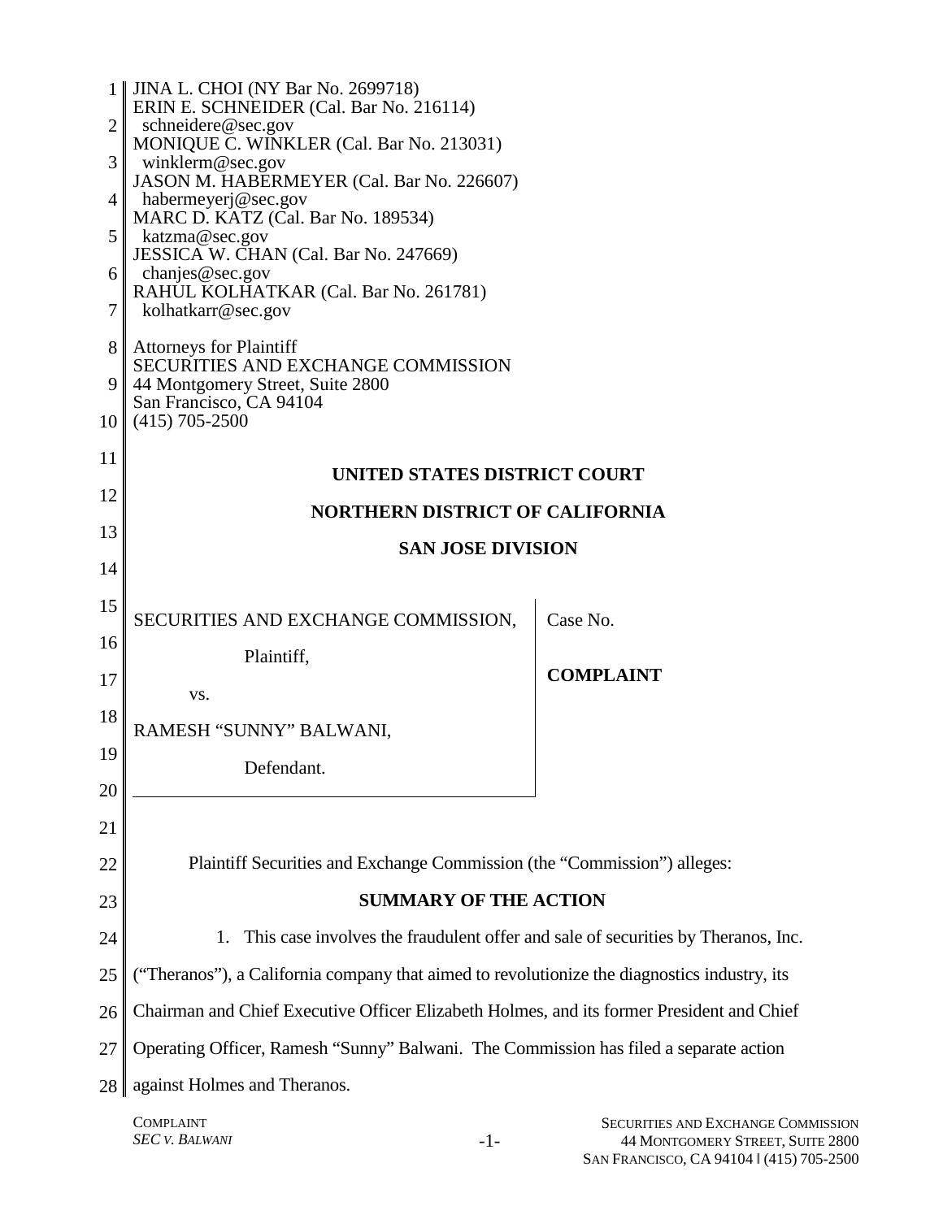JINA L. CHOI (NY Bar No. 2699718)
ERIN E. SCHNEIDER (Cal. Bar No. 216114)
schneidere@sec.gov
MONIQUE C. WINKLER (Cal. Bar No. 213031)
winklerm@sec.gov
JASON M. HABERMEYER (Cal. Bar No. 226607)
habermeyerj@sec.gov
MARC D. KATZ (Cal. Bar No. 189534)
katzma@sec.gov
JESSICA W. CHAN (Cal. Bar No. 247669)
chanjes@sec.gov
RAHUL KOLHATKAR (Cal. Bar No. 261781)
kolhatkarr@sec.gov

Attorneys for Plaintiff
SECURITIES AND EXCHANGE COMMISSION
44 Montgomery Street, Suite 2800
San Francisco, CA 94104
(415) 705-2500

**UNITED STATES DISTRICT COURT**

**NORTHERN DISTRICT OF CALIFORNIA**

**SAN JOSE DIVISION**

| | |
|---|---|
| SECURITIES AND EXCHANGE COMMISSION,<br><br>Plaintiff,<br><br>vs.<br><br>RAMESH "SUNNY" BALWANI,<br><br>Defendant. | Case No.<br><br>**COMPLAINT** |

Plaintiff Securities and Exchange Commission (the "Commission") alleges:

**SUMMARY OF THE ACTION**

1. This case involves the fraudulent offer and sale of securities by Theranos, Inc. ("Theranos"), a California company that aimed to revolutionize the diagnostics industry, its Chairman and Chief Executive Officer Elizabeth Holmes, and its former President and Chief Operating Officer, Ramesh "Sunny" Balwani. The Commission has filed a separate action against Holmes and Theranos.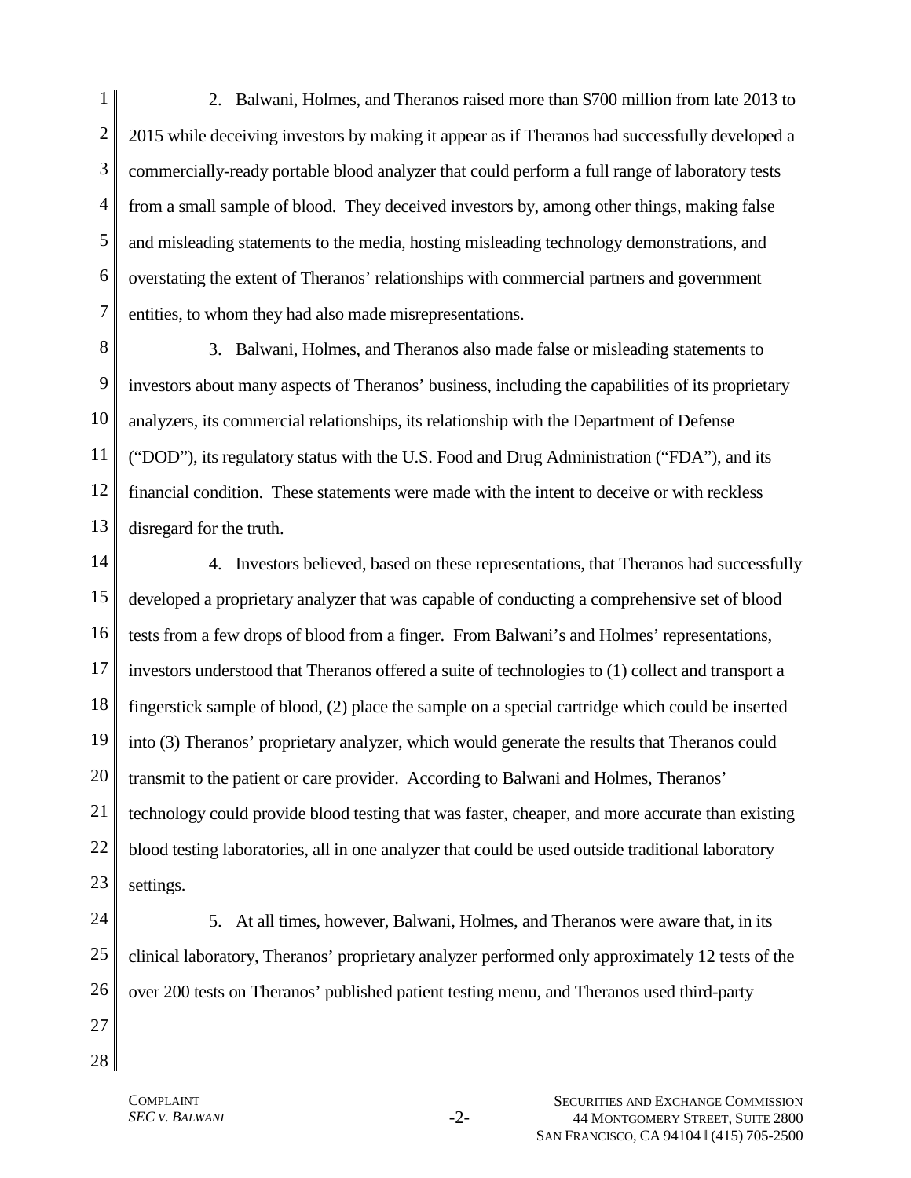2. Balwani, Holmes, and Theranos raised more than $700 million from late 2013 to 2015 while deceiving investors by making it appear as if Theranos had successfully developed a commercially-ready portable blood analyzer that could perform a full range of laboratory tests from a small sample of blood. They deceived investors by, among other things, making false and misleading statements to the media, hosting misleading technology demonstrations, and overstating the extent of Theranos' relationships with commercial partners and government entities, to whom they had also made misrepresentations.

3. Balwani, Holmes, and Theranos also made false or misleading statements to investors about many aspects of Theranos' business, including the capabilities of its proprietary analyzers, its commercial relationships, its relationship with the Department of Defense ("DOD"), its regulatory status with the U.S. Food and Drug Administration ("FDA"), and its financial condition. These statements were made with the intent to deceive or with reckless disregard for the truth.

4. Investors believed, based on these representations, that Theranos had successfully developed a proprietary analyzer that was capable of conducting a comprehensive set of blood tests from a few drops of blood from a finger. From Balwani's and Holmes' representations, investors understood that Theranos offered a suite of technologies to (1) collect and transport a fingerstick sample of blood, (2) place the sample on a special cartridge which could be inserted into (3) Theranos' proprietary analyzer, which would generate the results that Theranos could transmit to the patient or care provider. According to Balwani and Holmes, Theranos' technology could provide blood testing that was faster, cheaper, and more accurate than existing blood testing laboratories, all in one analyzer that could be used outside traditional laboratory settings.

5. At all times, however, Balwani, Holmes, and Theranos were aware that, in its clinical laboratory, Theranos' proprietary analyzer performed only approximately 12 tests of the over 200 tests on Theranos' published patient testing menu, and Theranos used third-party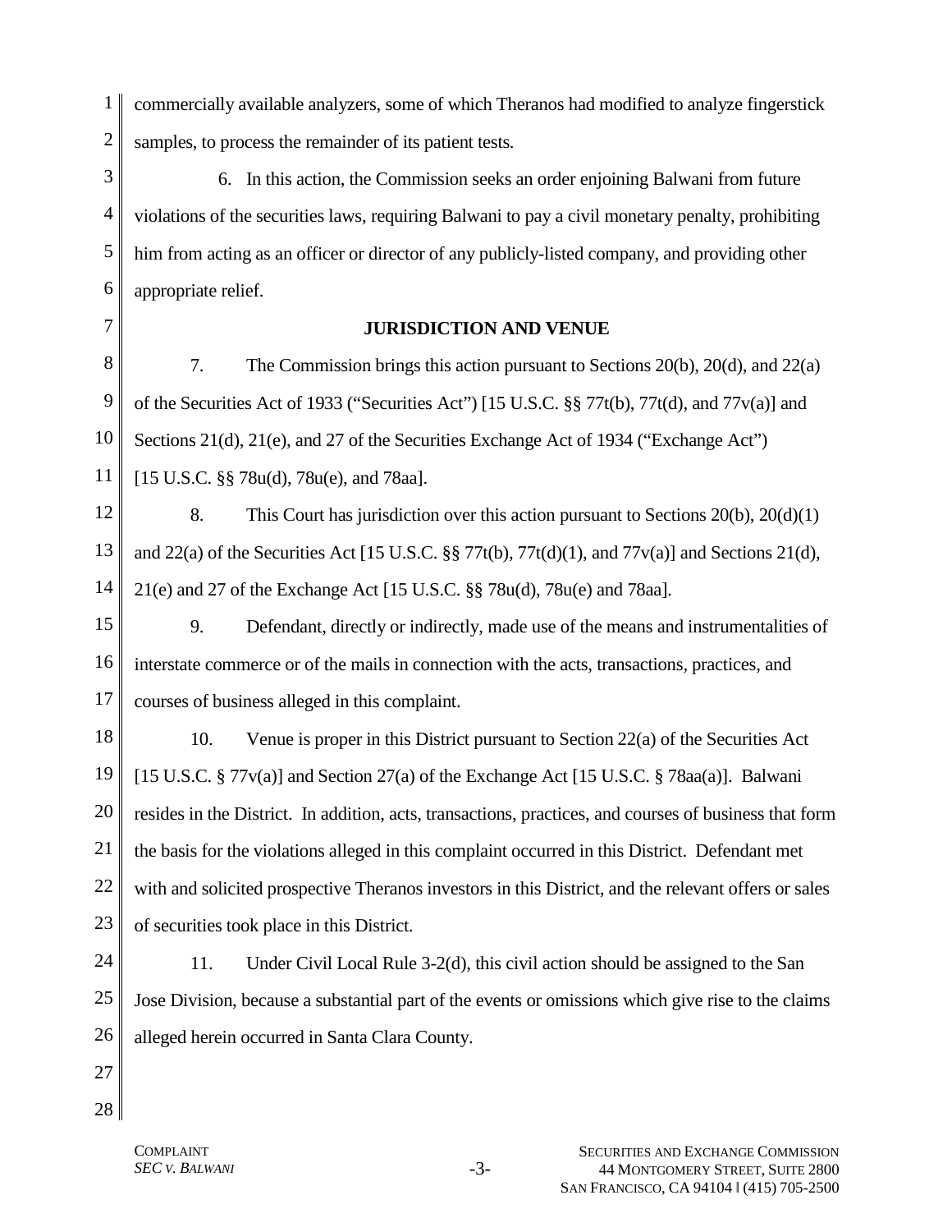commercially available analyzers, some of which Theranos had modified to analyze fingerstick samples, to process the remainder of its patient tests.

6. In this action, the Commission seeks an order enjoining Balwani from future violations of the securities laws, requiring Balwani to pay a civil monetary penalty, prohibiting him from acting as an officer or director of any publicly-listed company, and providing other appropriate relief.

## JURISDICTION AND VENUE

7. The Commission brings this action pursuant to Sections 20(b), 20(d), and 22(a) of the Securities Act of 1933 ("Securities Act") [15 U.S.C. §§ 77t(b), 77t(d), and 77v(a)] and Sections 21(d), 21(e), and 27 of the Securities Exchange Act of 1934 ("Exchange Act") [15 U.S.C. §§ 78u(d), 78u(e), and 78aa].

8. This Court has jurisdiction over this action pursuant to Sections 20(b), 20(d)(1) and 22(a) of the Securities Act [15 U.S.C. §§ 77t(b), 77t(d)(1), and 77v(a)] and Sections 21(d), 21(e) and 27 of the Exchange Act [15 U.S.C. §§ 78u(d), 78u(e) and 78aa].

9. Defendant, directly or indirectly, made use of the means and instrumentalities of interstate commerce or of the mails in connection with the acts, transactions, practices, and courses of business alleged in this complaint.

10. Venue is proper in this District pursuant to Section 22(a) of the Securities Act [15 U.S.C. § 77v(a)] and Section 27(a) of the Exchange Act [15 U.S.C. § 78aa(a)]. Balwani resides in the District. In addition, acts, transactions, practices, and courses of business that form the basis for the violations alleged in this complaint occurred in this District. Defendant met with and solicited prospective Theranos investors in this District, and the relevant offers or sales of securities took place in this District.

11. Under Civil Local Rule 3-2(d), this civil action should be assigned to the San Jose Division, because a substantial part of the events or omissions which give rise to the claims alleged herein occurred in Santa Clara County.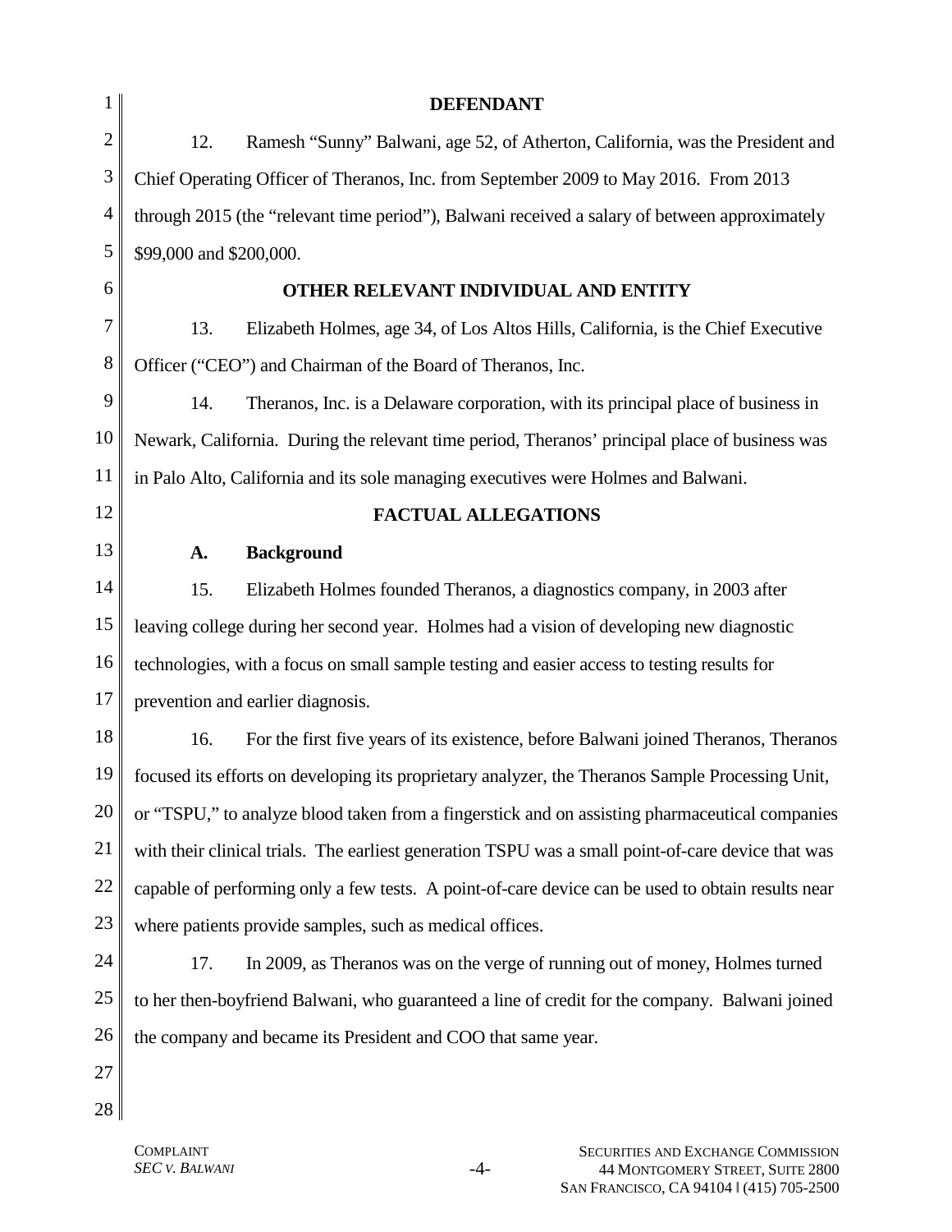## DEFENDANT

12. Ramesh "Sunny" Balwani, age 52, of Atherton, California, was the President and Chief Operating Officer of Theranos, Inc. from September 2009 to May 2016. From 2013 through 2015 (the "relevant time period"), Balwani received a salary of between approximately $99,000 and $200,000.

## OTHER RELEVANT INDIVIDUAL AND ENTITY

13. Elizabeth Holmes, age 34, of Los Altos Hills, California, is the Chief Executive Officer ("CEO") and Chairman of the Board of Theranos, Inc.

14. Theranos, Inc. is a Delaware corporation, with its principal place of business in Newark, California. During the relevant time period, Theranos' principal place of business was in Palo Alto, California and its sole managing executives were Holmes and Balwani.

## FACTUAL ALLEGATIONS

### A. Background

15. Elizabeth Holmes founded Theranos, a diagnostics company, in 2003 after leaving college during her second year. Holmes had a vision of developing new diagnostic technologies, with a focus on small sample testing and easier access to testing results for prevention and earlier diagnosis.

16. For the first five years of its existence, before Balwani joined Theranos, Theranos focused its efforts on developing its proprietary analyzer, the Theranos Sample Processing Unit, or "TSPU," to analyze blood taken from a fingerstick and on assisting pharmaceutical companies with their clinical trials. The earliest generation TSPU was a small point-of-care device that was capable of performing only a few tests. A point-of-care device can be used to obtain results near where patients provide samples, such as medical offices.

17. In 2009, as Theranos was on the verge of running out of money, Holmes turned to her then-boyfriend Balwani, who guaranteed a line of credit for the company. Balwani joined the company and became its President and COO that same year.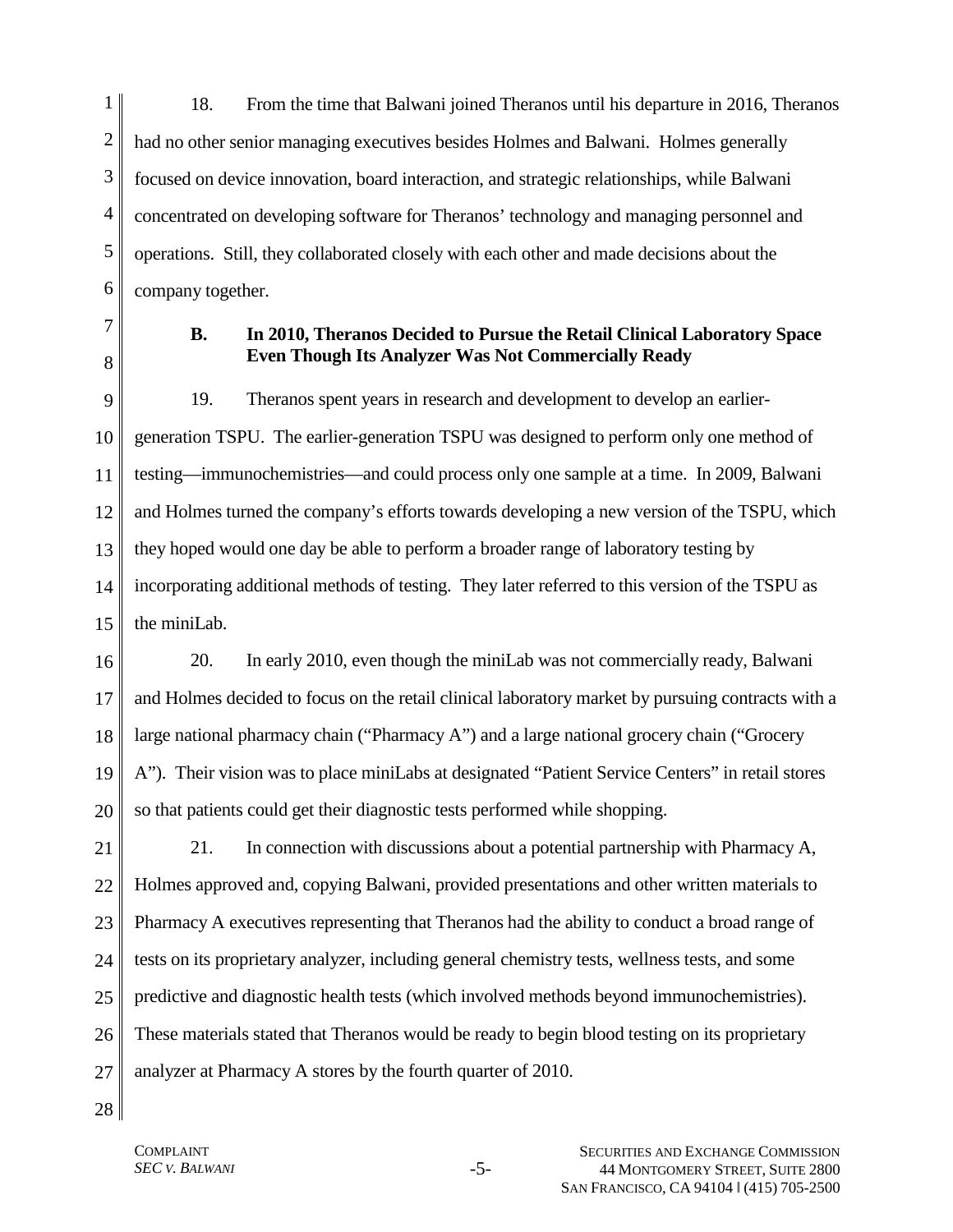18. From the time that Balwani joined Theranos until his departure in 2016, Theranos had no other senior managing executives besides Holmes and Balwani. Holmes generally focused on device innovation, board interaction, and strategic relationships, while Balwani concentrated on developing software for Theranos' technology and managing personnel and operations. Still, they collaborated closely with each other and made decisions about the company together.

### B. In 2010, Theranos Decided to Pursue the Retail Clinical Laboratory Space Even Though Its Analyzer Was Not Commercially Ready

19. Theranos spent years in research and development to develop an earlier-generation TSPU. The earlier-generation TSPU was designed to perform only one method of testing—immunochemistries—and could process only one sample at a time. In 2009, Balwani and Holmes turned the company's efforts towards developing a new version of the TSPU, which they hoped would one day be able to perform a broader range of laboratory testing by incorporating additional methods of testing. They later referred to this version of the TSPU as the miniLab.

20. In early 2010, even though the miniLab was not commercially ready, Balwani and Holmes decided to focus on the retail clinical laboratory market by pursuing contracts with a large national pharmacy chain ("Pharmacy A") and a large national grocery chain ("Grocery A"). Their vision was to place miniLabs at designated "Patient Service Centers" in retail stores so that patients could get their diagnostic tests performed while shopping.

21. In connection with discussions about a potential partnership with Pharmacy A, Holmes approved and, copying Balwani, provided presentations and other written materials to Pharmacy A executives representing that Theranos had the ability to conduct a broad range of tests on its proprietary analyzer, including general chemistry tests, wellness tests, and some predictive and diagnostic health tests (which involved methods beyond immunochemistries). These materials stated that Theranos would be ready to begin blood testing on its proprietary analyzer at Pharmacy A stores by the fourth quarter of 2010.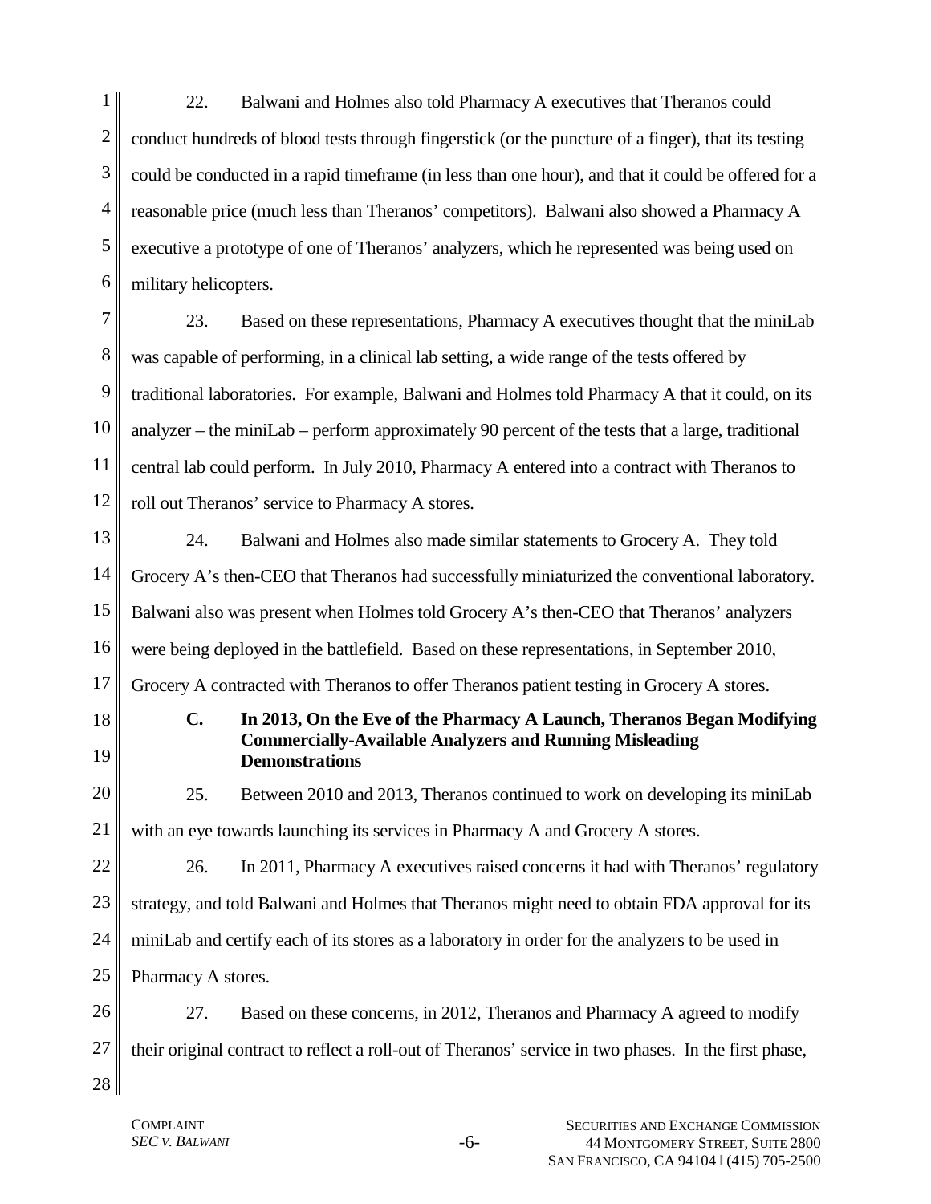22. Balwani and Holmes also told Pharmacy A executives that Theranos could conduct hundreds of blood tests through fingerstick (or the puncture of a finger), that its testing could be conducted in a rapid timeframe (in less than one hour), and that it could be offered for a reasonable price (much less than Theranos' competitors). Balwani also showed a Pharmacy A executive a prototype of one of Theranos' analyzers, which he represented was being used on military helicopters.

23. Based on these representations, Pharmacy A executives thought that the miniLab was capable of performing, in a clinical lab setting, a wide range of the tests offered by traditional laboratories. For example, Balwani and Holmes told Pharmacy A that it could, on its analyzer – the miniLab – perform approximately 90 percent of the tests that a large, traditional central lab could perform. In July 2010, Pharmacy A entered into a contract with Theranos to roll out Theranos' service to Pharmacy A stores.

24. Balwani and Holmes also made similar statements to Grocery A. They told Grocery A's then-CEO that Theranos had successfully miniaturized the conventional laboratory. Balwani also was present when Holmes told Grocery A's then-CEO that Theranos' analyzers were being deployed in the battlefield. Based on these representations, in September 2010, Grocery A contracted with Theranos to offer Theranos patient testing in Grocery A stores.

### C. In 2013, On the Eve of the Pharmacy A Launch, Theranos Began Modifying Commercially-Available Analyzers and Running Misleading Demonstrations

25. Between 2010 and 2013, Theranos continued to work on developing its miniLab with an eye towards launching its services in Pharmacy A and Grocery A stores.

26. In 2011, Pharmacy A executives raised concerns it had with Theranos' regulatory strategy, and told Balwani and Holmes that Theranos might need to obtain FDA approval for its miniLab and certify each of its stores as a laboratory in order for the analyzers to be used in Pharmacy A stores.

27. Based on these concerns, in 2012, Theranos and Pharmacy A agreed to modify their original contract to reflect a roll-out of Theranos' service in two phases. In the first phase,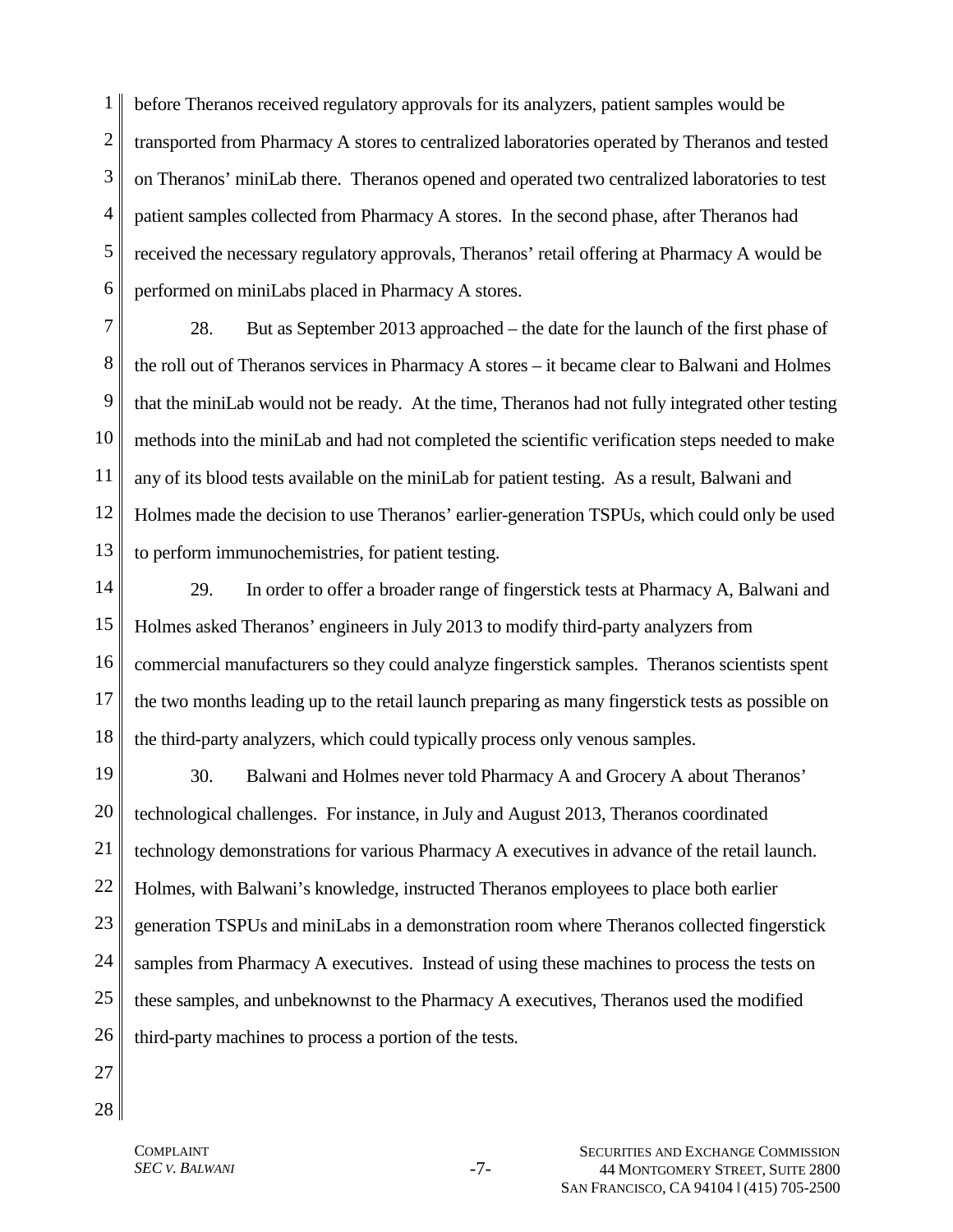before Theranos received regulatory approvals for its analyzers, patient samples would be transported from Pharmacy A stores to centralized laboratories operated by Theranos and tested on Theranos' miniLab there. Theranos opened and operated two centralized laboratories to test patient samples collected from Pharmacy A stores. In the second phase, after Theranos had received the necessary regulatory approvals, Theranos' retail offering at Pharmacy A would be performed on miniLabs placed in Pharmacy A stores.

28. But as September 2013 approached – the date for the launch of the first phase of the roll out of Theranos services in Pharmacy A stores – it became clear to Balwani and Holmes that the miniLab would not be ready. At the time, Theranos had not fully integrated other testing methods into the miniLab and had not completed the scientific verification steps needed to make any of its blood tests available on the miniLab for patient testing. As a result, Balwani and Holmes made the decision to use Theranos' earlier-generation TSPUs, which could only be used to perform immunochemistries, for patient testing.

29. In order to offer a broader range of fingerstick tests at Pharmacy A, Balwani and Holmes asked Theranos' engineers in July 2013 to modify third-party analyzers from commercial manufacturers so they could analyze fingerstick samples. Theranos scientists spent the two months leading up to the retail launch preparing as many fingerstick tests as possible on the third-party analyzers, which could typically process only venous samples.

30. Balwani and Holmes never told Pharmacy A and Grocery A about Theranos' technological challenges. For instance, in July and August 2013, Theranos coordinated technology demonstrations for various Pharmacy A executives in advance of the retail launch. Holmes, with Balwani's knowledge, instructed Theranos employees to place both earlier generation TSPUs and miniLabs in a demonstration room where Theranos collected fingerstick samples from Pharmacy A executives. Instead of using these machines to process the tests on these samples, and unbeknownst to the Pharmacy A executives, Theranos used the modified third-party machines to process a portion of the tests.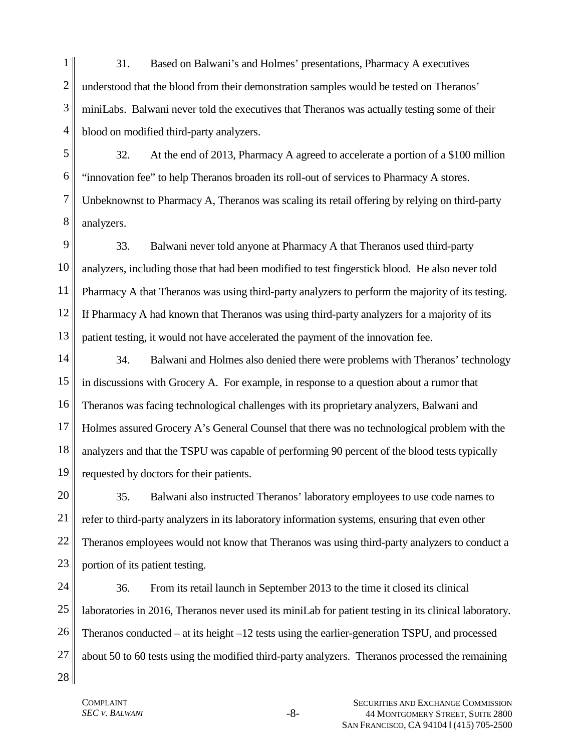31. Based on Balwani's and Holmes' presentations, Pharmacy A executives understood that the blood from their demonstration samples would be tested on Theranos' miniLabs. Balwani never told the executives that Theranos was actually testing some of their blood on modified third-party analyzers.

32. At the end of 2013, Pharmacy A agreed to accelerate a portion of a $100 million "innovation fee" to help Theranos broaden its roll-out of services to Pharmacy A stores. Unbeknownst to Pharmacy A, Theranos was scaling its retail offering by relying on third-party analyzers.

33. Balwani never told anyone at Pharmacy A that Theranos used third-party analyzers, including those that had been modified to test fingerstick blood. He also never told Pharmacy A that Theranos was using third-party analyzers to perform the majority of its testing. If Pharmacy A had known that Theranos was using third-party analyzers for a majority of its patient testing, it would not have accelerated the payment of the innovation fee.

34. Balwani and Holmes also denied there were problems with Theranos' technology in discussions with Grocery A. For example, in response to a question about a rumor that Theranos was facing technological challenges with its proprietary analyzers, Balwani and Holmes assured Grocery A's General Counsel that there was no technological problem with the analyzers and that the TSPU was capable of performing 90 percent of the blood tests typically requested by doctors for their patients.

35. Balwani also instructed Theranos' laboratory employees to use code names to refer to third-party analyzers in its laboratory information systems, ensuring that even other Theranos employees would not know that Theranos was using third-party analyzers to conduct a portion of its patient testing.

36. From its retail launch in September 2013 to the time it closed its clinical laboratories in 2016, Theranos never used its miniLab for patient testing in its clinical laboratory. Theranos conducted – at its height –12 tests using the earlier-generation TSPU, and processed about 50 to 60 tests using the modified third-party analyzers. Theranos processed the remaining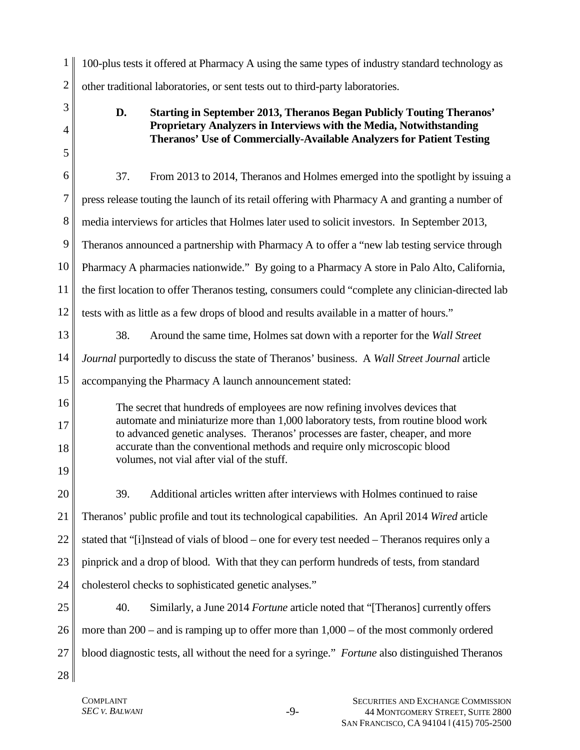100-plus tests it offered at Pharmacy A using the same types of industry standard technology as other traditional laboratories, or sent tests out to third-party laboratories.

### D. Starting in September 2013, Theranos Began Publicly Touting Theranos' Proprietary Analyzers in Interviews with the Media, Notwithstanding Theranos' Use of Commercially-Available Analyzers for Patient Testing

37. From 2013 to 2014, Theranos and Holmes emerged into the spotlight by issuing a press release touting the launch of its retail offering with Pharmacy A and granting a number of media interviews for articles that Holmes later used to solicit investors. In September 2013, Theranos announced a partnership with Pharmacy A to offer a "new lab testing service through Pharmacy A pharmacies nationwide." By going to a Pharmacy A store in Palo Alto, California, the first location to offer Theranos testing, consumers could "complete any clinician-directed lab tests with as little as a few drops of blood and results available in a matter of hours."

38. Around the same time, Holmes sat down with a reporter for the *Wall Street Journal* purportedly to discuss the state of Theranos' business. A *Wall Street Journal* article accompanying the Pharmacy A launch announcement stated:

> The secret that hundreds of employees are now refining involves devices that automate and miniaturize more than 1,000 laboratory tests, from routine blood work to advanced genetic analyses. Theranos' processes are faster, cheaper, and more accurate than the conventional methods and require only microscopic blood volumes, not vial after vial of the stuff.

39. Additional articles written after interviews with Holmes continued to raise Theranos' public profile and tout its technological capabilities. An April 2014 *Wired* article stated that "[i]nstead of vials of blood – one for every test needed – Theranos requires only a pinprick and a drop of blood. With that they can perform hundreds of tests, from standard cholesterol checks to sophisticated genetic analyses."

40. Similarly, a June 2014 *Fortune* article noted that "[Theranos] currently offers more than 200 – and is ramping up to offer more than 1,000 – of the most commonly ordered blood diagnostic tests, all without the need for a syringe." *Fortune* also distinguished Theranos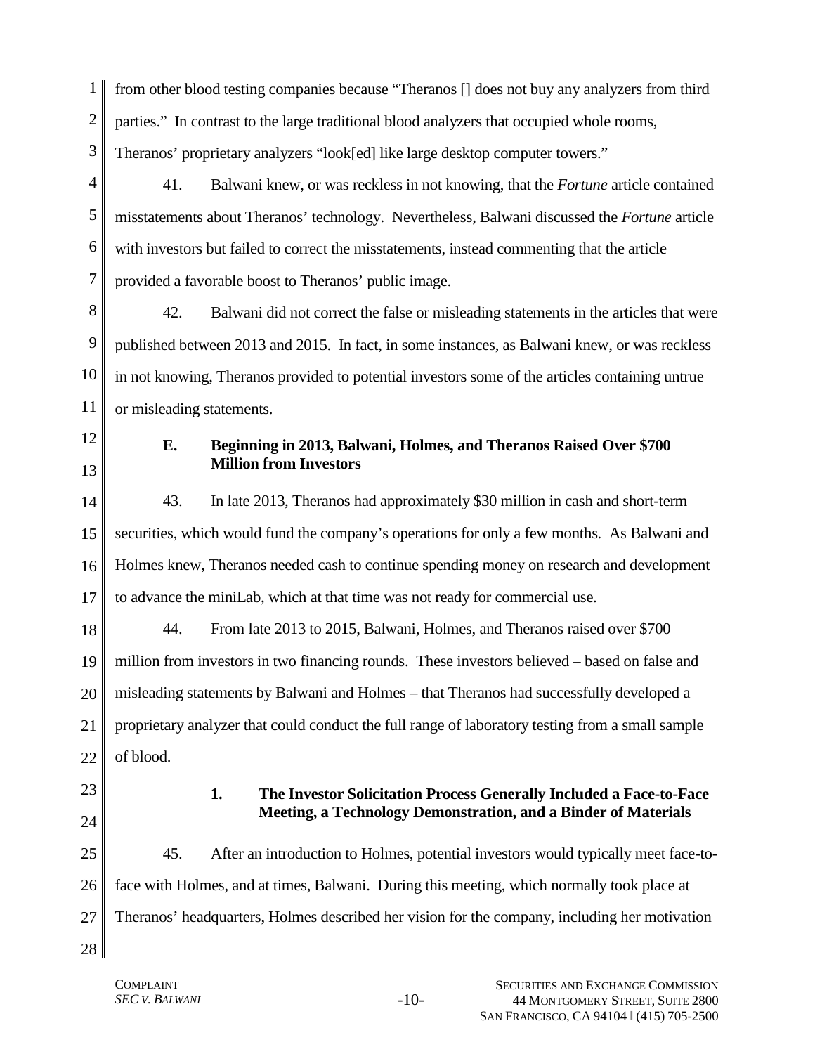from other blood testing companies because "Theranos [] does not buy any analyzers from third parties." In contrast to the large traditional blood analyzers that occupied whole rooms, Theranos' proprietary analyzers "look[ed] like large desktop computer towers."

41. Balwani knew, or was reckless in not knowing, that the *Fortune* article contained misstatements about Theranos' technology. Nevertheless, Balwani discussed the *Fortune* article with investors but failed to correct the misstatements, instead commenting that the article provided a favorable boost to Theranos' public image.

42. Balwani did not correct the false or misleading statements in the articles that were published between 2013 and 2015. In fact, in some instances, as Balwani knew, or was reckless in not knowing, Theranos provided to potential investors some of the articles containing untrue or misleading statements.

### E. Beginning in 2013, Balwani, Holmes, and Theranos Raised Over $700 Million from Investors

43. In late 2013, Theranos had approximately $30 million in cash and short-term securities, which would fund the company's operations for only a few months. As Balwani and Holmes knew, Theranos needed cash to continue spending money on research and development to advance the miniLab, which at that time was not ready for commercial use.

44. From late 2013 to 2015, Balwani, Holmes, and Theranos raised over $700 million from investors in two financing rounds. These investors believed – based on false and misleading statements by Balwani and Holmes – that Theranos had successfully developed a proprietary analyzer that could conduct the full range of laboratory testing from a small sample of blood.

#### 1. The Investor Solicitation Process Generally Included a Face-to-Face Meeting, a Technology Demonstration, and a Binder of Materials

45. After an introduction to Holmes, potential investors would typically meet face-to-face with Holmes, and at times, Balwani. During this meeting, which normally took place at Theranos' headquarters, Holmes described her vision for the company, including her motivation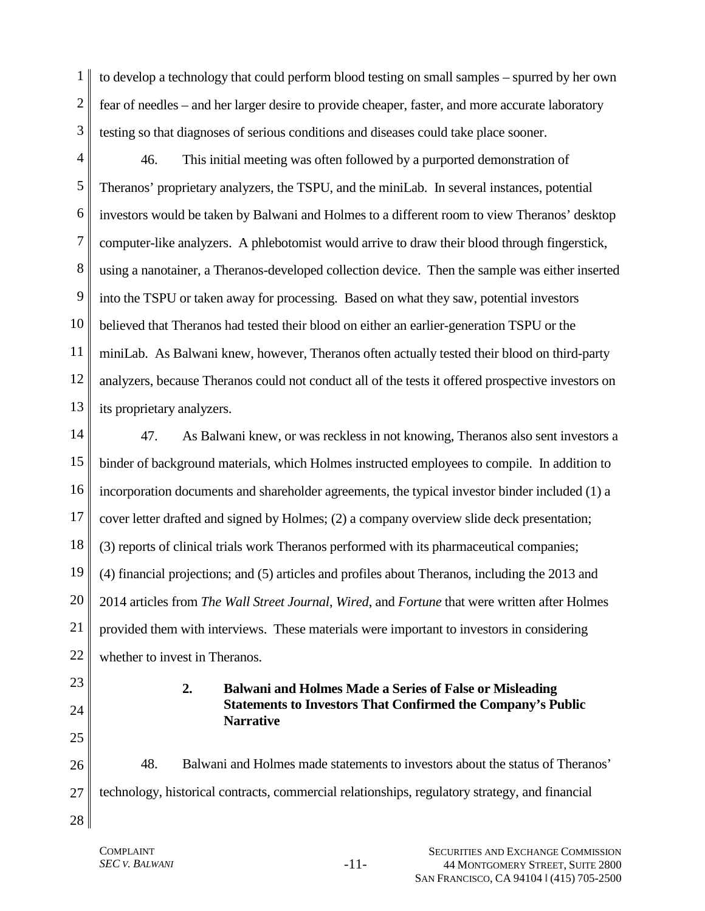to develop a technology that could perform blood testing on small samples – spurred by her own fear of needles – and her larger desire to provide cheaper, faster, and more accurate laboratory testing so that diagnoses of serious conditions and diseases could take place sooner.

46. This initial meeting was often followed by a purported demonstration of Theranos' proprietary analyzers, the TSPU, and the miniLab. In several instances, potential investors would be taken by Balwani and Holmes to a different room to view Theranos' desktop computer-like analyzers. A phlebotomist would arrive to draw their blood through fingerstick, using a nanotainer, a Theranos-developed collection device. Then the sample was either inserted into the TSPU or taken away for processing. Based on what they saw, potential investors believed that Theranos had tested their blood on either an earlier-generation TSPU or the miniLab. As Balwani knew, however, Theranos often actually tested their blood on third-party analyzers, because Theranos could not conduct all of the tests it offered prospective investors on its proprietary analyzers.

47. As Balwani knew, or was reckless in not knowing, Theranos also sent investors a binder of background materials, which Holmes instructed employees to compile. In addition to incorporation documents and shareholder agreements, the typical investor binder included (1) a cover letter drafted and signed by Holmes; (2) a company overview slide deck presentation; (3) reports of clinical trials work Theranos performed with its pharmaceutical companies; (4) financial projections; and (5) articles and profiles about Theranos, including the 2013 and 2014 articles from *The Wall Street Journal*, *Wired*, and *Fortune* that were written after Holmes provided them with interviews. These materials were important to investors in considering whether to invest in Theranos.

### 2. Balwani and Holmes Made a Series of False or Misleading Statements to Investors That Confirmed the Company's Public Narrative

48. Balwani and Holmes made statements to investors about the status of Theranos' technology, historical contracts, commercial relationships, regulatory strategy, and financial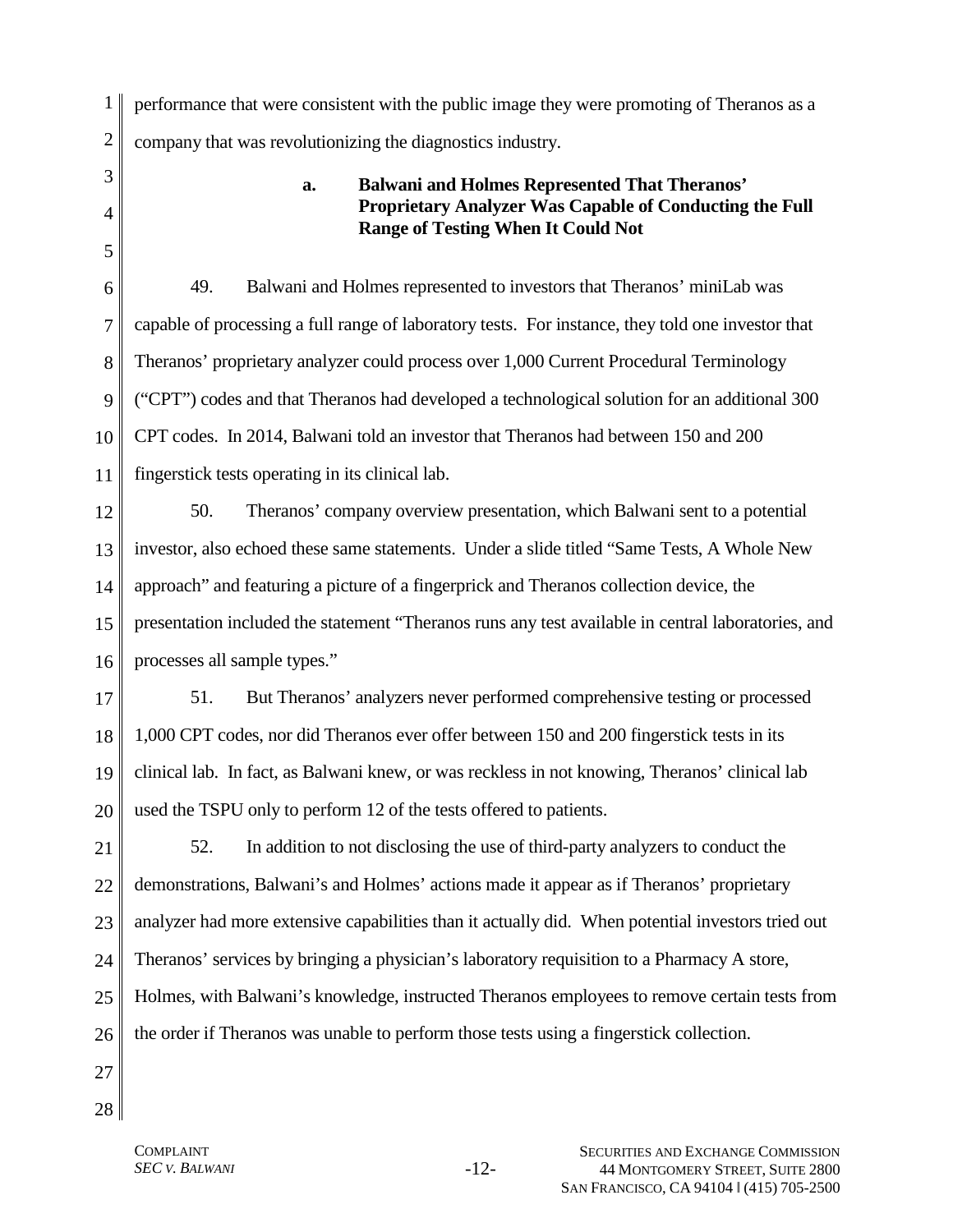performance that were consistent with the public image they were promoting of Theranos as a company that was revolutionizing the diagnostics industry.

**a. Balwani and Holmes Represented That Theranos' Proprietary Analyzer Was Capable of Conducting the Full Range of Testing When It Could Not**

49. Balwani and Holmes represented to investors that Theranos' miniLab was capable of processing a full range of laboratory tests. For instance, they told one investor that Theranos' proprietary analyzer could process over 1,000 Current Procedural Terminology ("CPT") codes and that Theranos had developed a technological solution for an additional 300 CPT codes. In 2014, Balwani told an investor that Theranos had between 150 and 200 fingerstick tests operating in its clinical lab.

50. Theranos' company overview presentation, which Balwani sent to a potential investor, also echoed these same statements. Under a slide titled "Same Tests, A Whole New approach" and featuring a picture of a fingerprick and Theranos collection device, the presentation included the statement "Theranos runs any test available in central laboratories, and processes all sample types."

51. But Theranos' analyzers never performed comprehensive testing or processed 1,000 CPT codes, nor did Theranos ever offer between 150 and 200 fingerstick tests in its clinical lab. In fact, as Balwani knew, or was reckless in not knowing, Theranos' clinical lab used the TSPU only to perform 12 of the tests offered to patients.

52. In addition to not disclosing the use of third-party analyzers to conduct the demonstrations, Balwani's and Holmes' actions made it appear as if Theranos' proprietary analyzer had more extensive capabilities than it actually did. When potential investors tried out Theranos' services by bringing a physician's laboratory requisition to a Pharmacy A store, Holmes, with Balwani's knowledge, instructed Theranos employees to remove certain tests from the order if Theranos was unable to perform those tests using a fingerstick collection.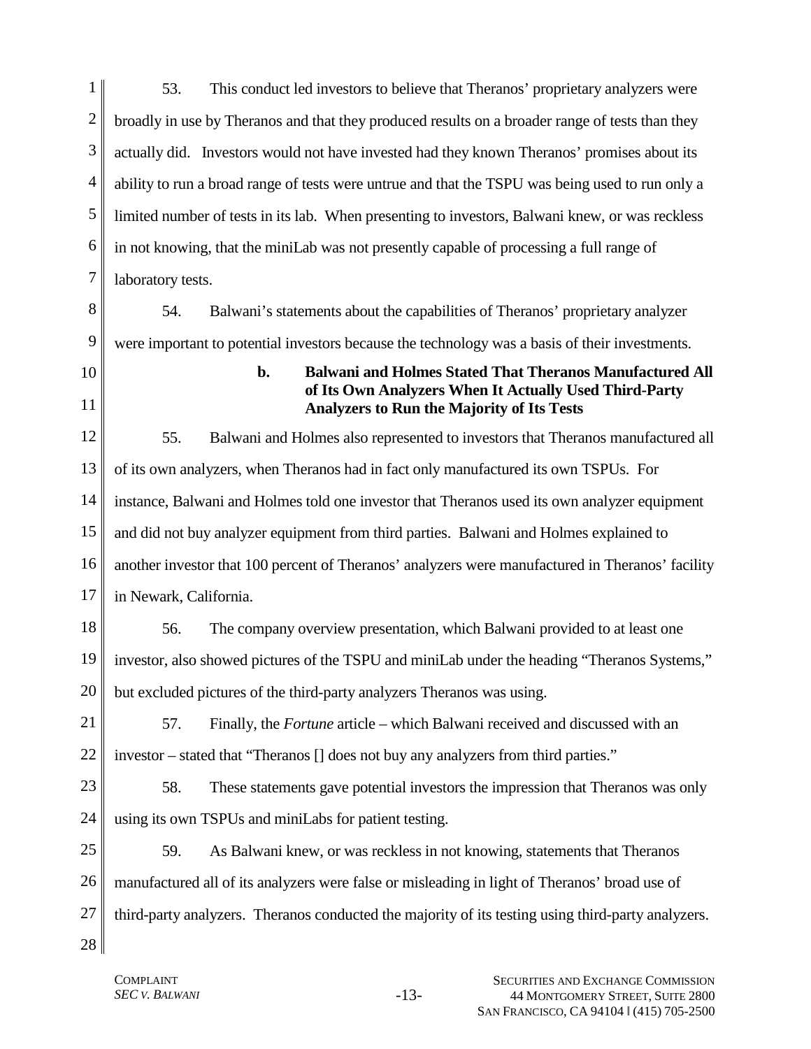53. This conduct led investors to believe that Theranos' proprietary analyzers were broadly in use by Theranos and that they produced results on a broader range of tests than they actually did. Investors would not have invested had they known Theranos' promises about its ability to run a broad range of tests were untrue and that the TSPU was being used to run only a limited number of tests in its lab. When presenting to investors, Balwani knew, or was reckless in not knowing, that the miniLab was not presently capable of processing a full range of laboratory tests.

54. Balwani's statements about the capabilities of Theranos' proprietary analyzer were important to potential investors because the technology was a basis of their investments.

**b. Balwani and Holmes Stated That Theranos Manufactured All of Its Own Analyzers When It Actually Used Third-Party Analyzers to Run the Majority of Its Tests**

55. Balwani and Holmes also represented to investors that Theranos manufactured all of its own analyzers, when Theranos had in fact only manufactured its own TSPUs. For instance, Balwani and Holmes told one investor that Theranos used its own analyzer equipment and did not buy analyzer equipment from third parties. Balwani and Holmes explained to another investor that 100 percent of Theranos' analyzers were manufactured in Theranos' facility in Newark, California.

56. The company overview presentation, which Balwani provided to at least one investor, also showed pictures of the TSPU and miniLab under the heading "Theranos Systems," but excluded pictures of the third-party analyzers Theranos was using.

57. Finally, the *Fortune* article – which Balwani received and discussed with an investor – stated that "Theranos [] does not buy any analyzers from third parties."

58. These statements gave potential investors the impression that Theranos was only using its own TSPUs and miniLabs for patient testing.

59. As Balwani knew, or was reckless in not knowing, statements that Theranos manufactured all of its analyzers were false or misleading in light of Theranos' broad use of third-party analyzers. Theranos conducted the majority of its testing using third-party analyzers.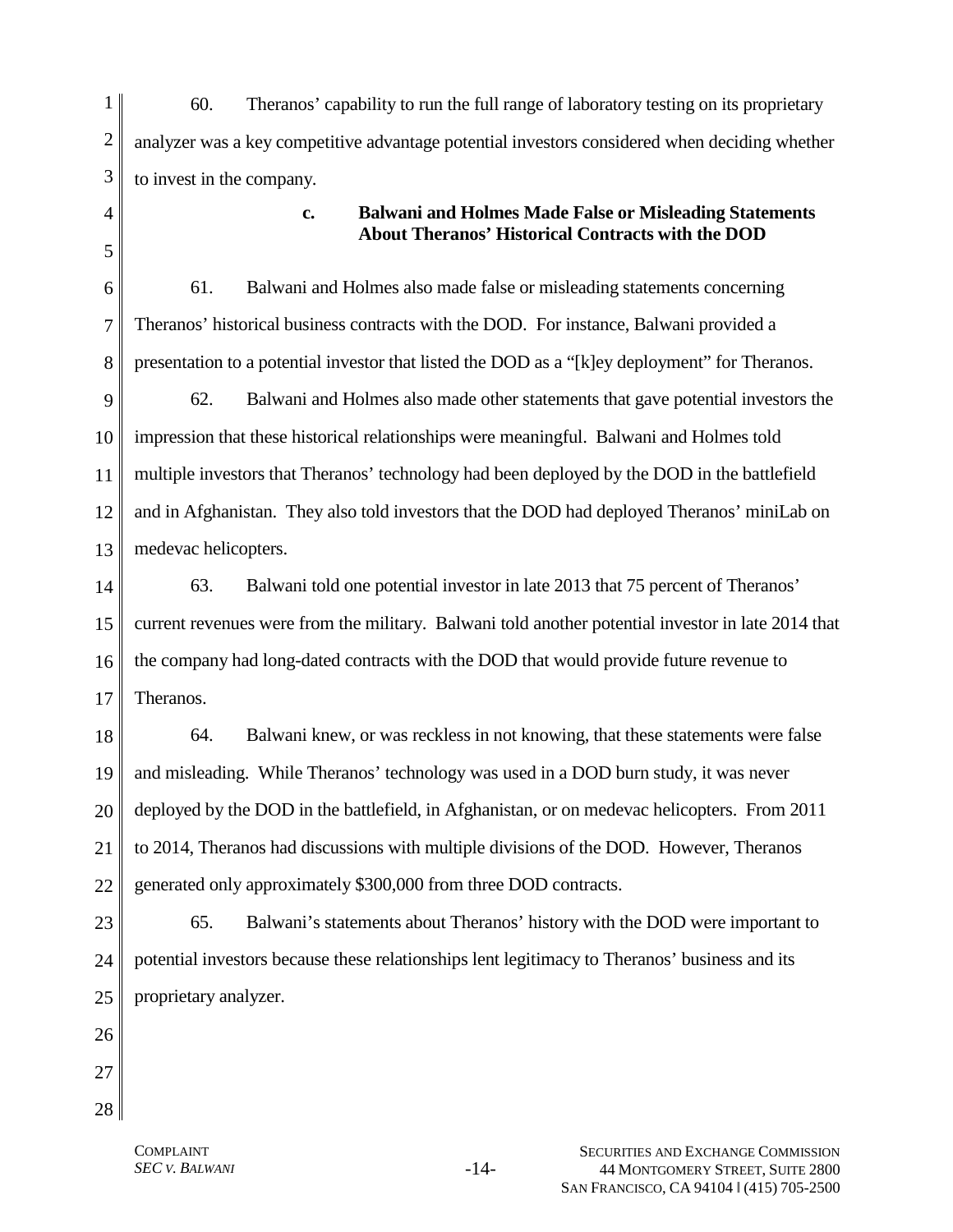60. Theranos' capability to run the full range of laboratory testing on its proprietary analyzer was a key competitive advantage potential investors considered when deciding whether to invest in the company.

#### c. Balwani and Holmes Made False or Misleading Statements About Theranos' Historical Contracts with the DOD

61. Balwani and Holmes also made false or misleading statements concerning Theranos' historical business contracts with the DOD. For instance, Balwani provided a presentation to a potential investor that listed the DOD as a "[k]ey deployment" for Theranos.

62. Balwani and Holmes also made other statements that gave potential investors the impression that these historical relationships were meaningful. Balwani and Holmes told multiple investors that Theranos' technology had been deployed by the DOD in the battlefield and in Afghanistan. They also told investors that the DOD had deployed Theranos' miniLab on medevac helicopters.

63. Balwani told one potential investor in late 2013 that 75 percent of Theranos' current revenues were from the military. Balwani told another potential investor in late 2014 that the company had long-dated contracts with the DOD that would provide future revenue to Theranos.

64. Balwani knew, or was reckless in not knowing, that these statements were false and misleading. While Theranos' technology was used in a DOD burn study, it was never deployed by the DOD in the battlefield, in Afghanistan, or on medevac helicopters. From 2011 to 2014, Theranos had discussions with multiple divisions of the DOD. However, Theranos generated only approximately $300,000 from three DOD contracts.

65. Balwani's statements about Theranos' history with the DOD were important to potential investors because these relationships lent legitimacy to Theranos' business and its proprietary analyzer.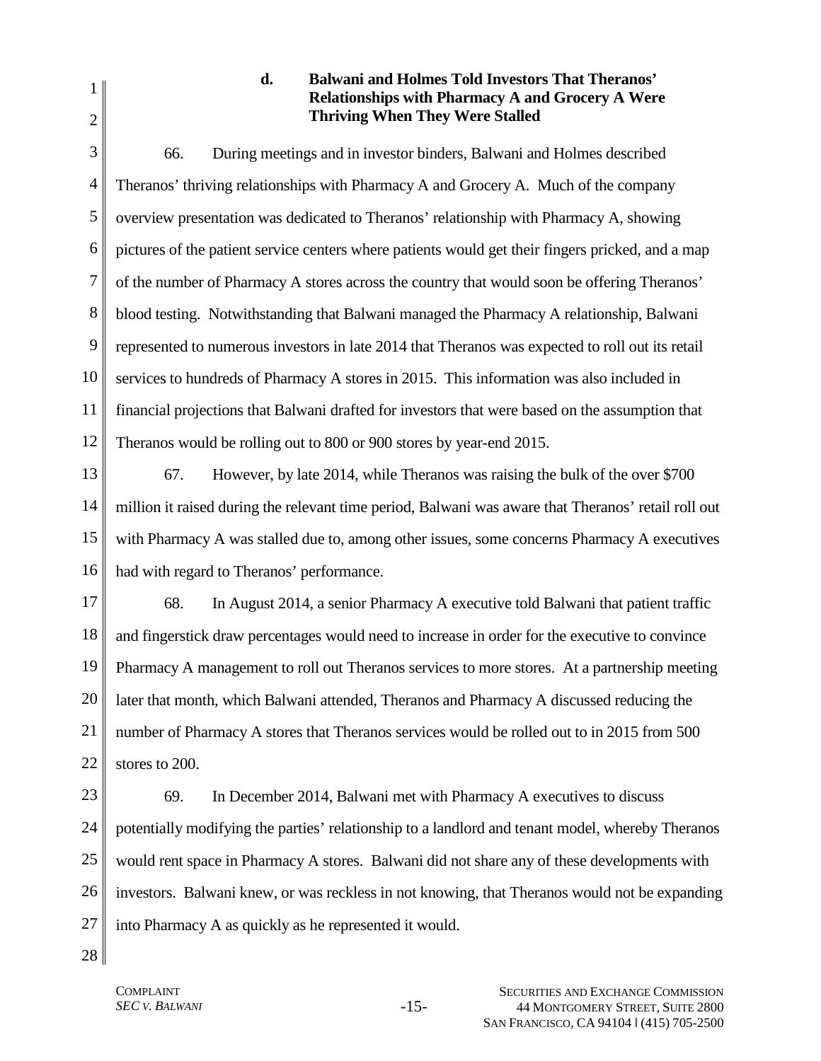#### d. Balwani and Holmes Told Investors That Theranos' Relationships with Pharmacy A and Grocery A Were Thriving When They Were Stalled

66. During meetings and in investor binders, Balwani and Holmes described Theranos' thriving relationships with Pharmacy A and Grocery A. Much of the company overview presentation was dedicated to Theranos' relationship with Pharmacy A, showing pictures of the patient service centers where patients would get their fingers pricked, and a map of the number of Pharmacy A stores across the country that would soon be offering Theranos' blood testing. Notwithstanding that Balwani managed the Pharmacy A relationship, Balwani represented to numerous investors in late 2014 that Theranos was expected to roll out its retail services to hundreds of Pharmacy A stores in 2015. This information was also included in financial projections that Balwani drafted for investors that were based on the assumption that Theranos would be rolling out to 800 or 900 stores by year-end 2015.

67. However, by late 2014, while Theranos was raising the bulk of the over $700 million it raised during the relevant time period, Balwani was aware that Theranos' retail roll out with Pharmacy A was stalled due to, among other issues, some concerns Pharmacy A executives had with regard to Theranos' performance.

68. In August 2014, a senior Pharmacy A executive told Balwani that patient traffic and fingerstick draw percentages would need to increase in order for the executive to convince Pharmacy A management to roll out Theranos services to more stores. At a partnership meeting later that month, which Balwani attended, Theranos and Pharmacy A discussed reducing the number of Pharmacy A stores that Theranos services would be rolled out to in 2015 from 500 stores to 200.

69. In December 2014, Balwani met with Pharmacy A executives to discuss potentially modifying the parties' relationship to a landlord and tenant model, whereby Theranos would rent space in Pharmacy A stores. Balwani did not share any of these developments with investors. Balwani knew, or was reckless in not knowing, that Theranos would not be expanding into Pharmacy A as quickly as he represented it would.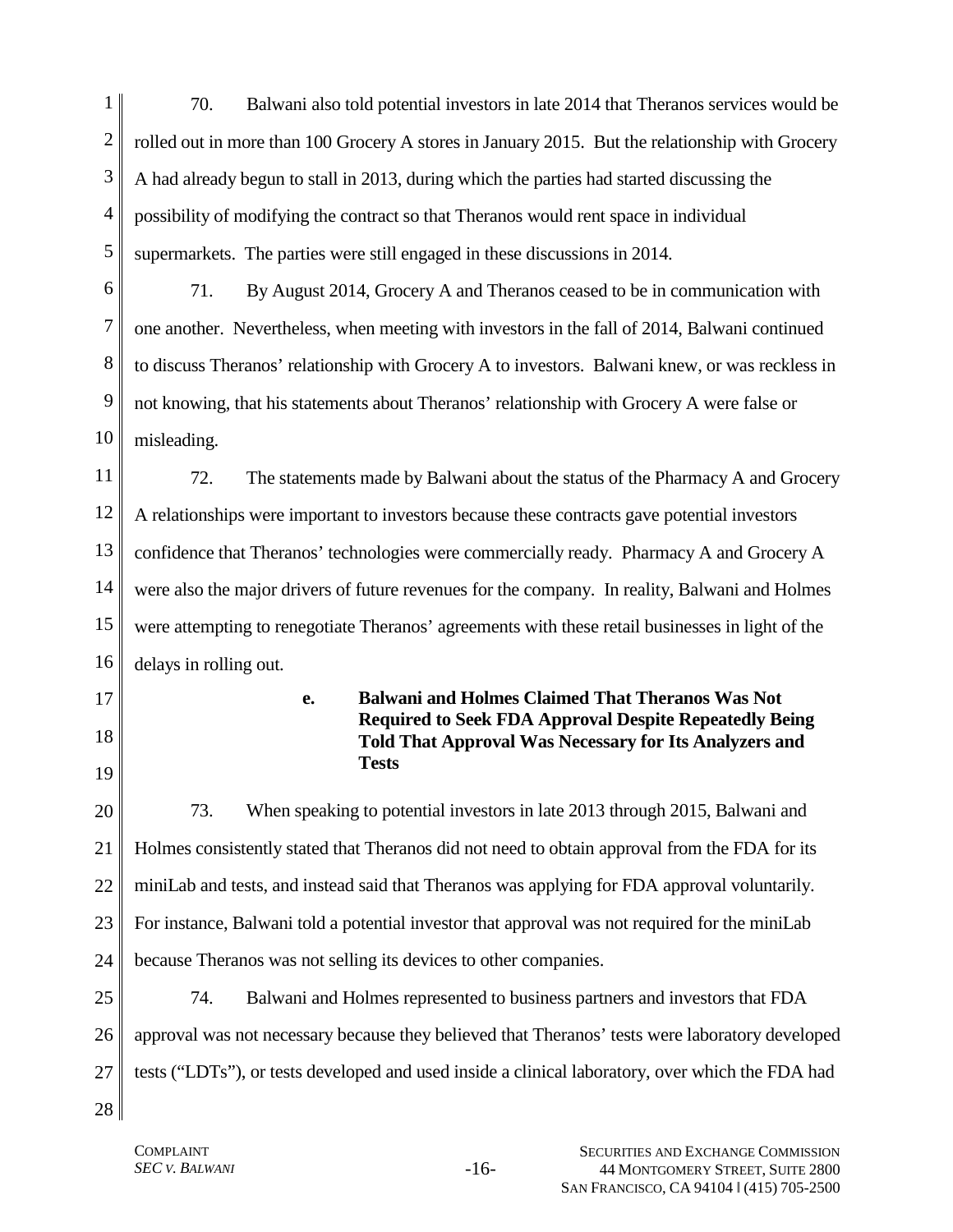70. Balwani also told potential investors in late 2014 that Theranos services would be rolled out in more than 100 Grocery A stores in January 2015. But the relationship with Grocery A had already begun to stall in 2013, during which the parties had started discussing the possibility of modifying the contract so that Theranos would rent space in individual supermarkets. The parties were still engaged in these discussions in 2014.

71. By August 2014, Grocery A and Theranos ceased to be in communication with one another. Nevertheless, when meeting with investors in the fall of 2014, Balwani continued to discuss Theranos' relationship with Grocery A to investors. Balwani knew, or was reckless in not knowing, that his statements about Theranos' relationship with Grocery A were false or misleading.

72. The statements made by Balwani about the status of the Pharmacy A and Grocery A relationships were important to investors because these contracts gave potential investors confidence that Theranos' technologies were commercially ready. Pharmacy A and Grocery A were also the major drivers of future revenues for the company. In reality, Balwani and Holmes were attempting to renegotiate Theranos' agreements with these retail businesses in light of the delays in rolling out.

#### e. Balwani and Holmes Claimed That Theranos Was Not Required to Seek FDA Approval Despite Repeatedly Being Told That Approval Was Necessary for Its Analyzers and Tests

73. When speaking to potential investors in late 2013 through 2015, Balwani and Holmes consistently stated that Theranos did not need to obtain approval from the FDA for its miniLab and tests, and instead said that Theranos was applying for FDA approval voluntarily. For instance, Balwani told a potential investor that approval was not required for the miniLab because Theranos was not selling its devices to other companies.

74. Balwani and Holmes represented to business partners and investors that FDA approval was not necessary because they believed that Theranos' tests were laboratory developed tests ("LDTs"), or tests developed and used inside a clinical laboratory, over which the FDA had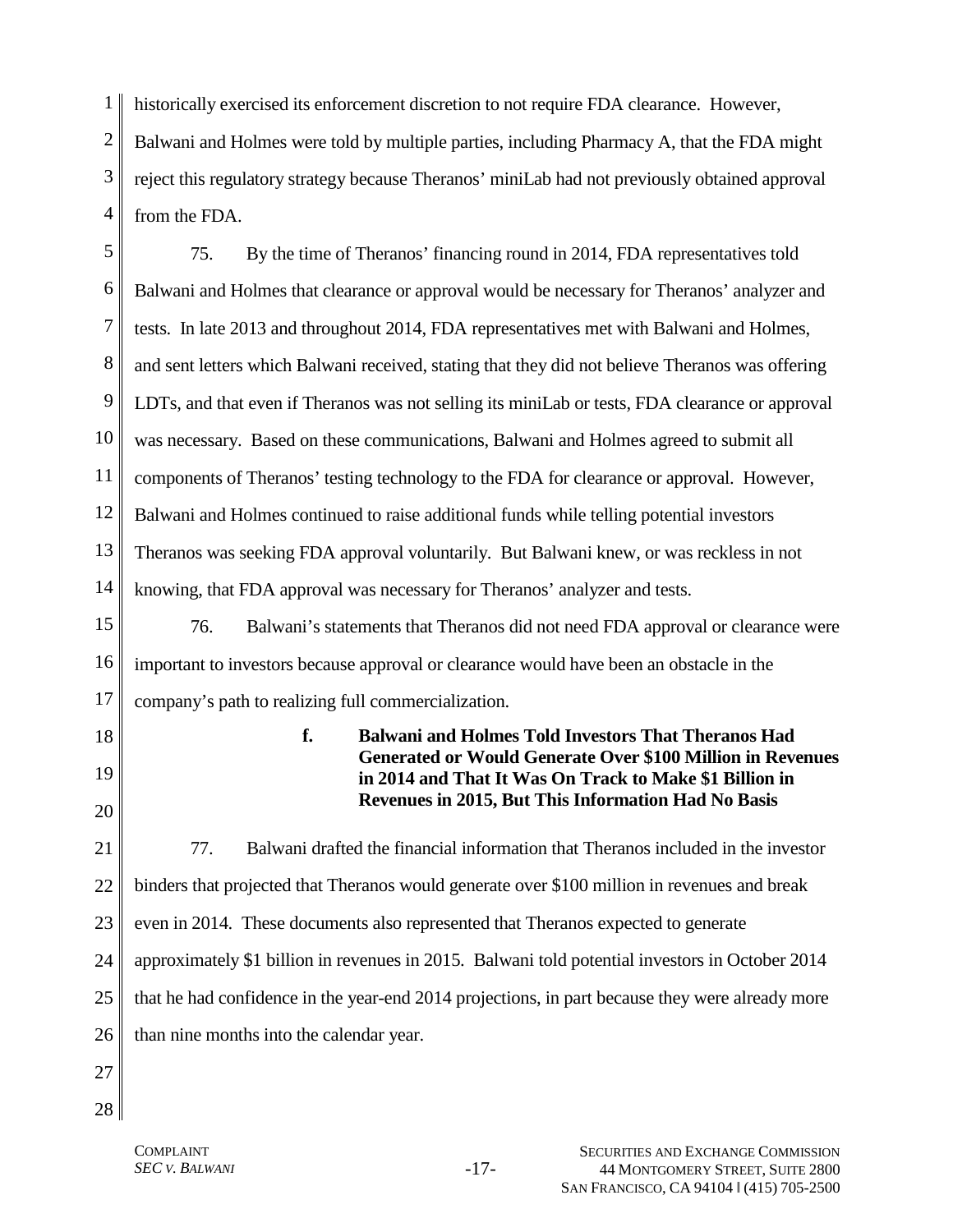historically exercised its enforcement discretion to not require FDA clearance. However, Balwani and Holmes were told by multiple parties, including Pharmacy A, that the FDA might reject this regulatory strategy because Theranos' miniLab had not previously obtained approval from the FDA.

75. By the time of Theranos' financing round in 2014, FDA representatives told Balwani and Holmes that clearance or approval would be necessary for Theranos' analyzer and tests. In late 2013 and throughout 2014, FDA representatives met with Balwani and Holmes, and sent letters which Balwani received, stating that they did not believe Theranos was offering LDTs, and that even if Theranos was not selling its miniLab or tests, FDA clearance or approval was necessary. Based on these communications, Balwani and Holmes agreed to submit all components of Theranos' testing technology to the FDA for clearance or approval. However, Balwani and Holmes continued to raise additional funds while telling potential investors Theranos was seeking FDA approval voluntarily. But Balwani knew, or was reckless in not knowing, that FDA approval was necessary for Theranos' analyzer and tests.

76. Balwani's statements that Theranos did not need FDA approval or clearance were important to investors because approval or clearance would have been an obstacle in the company's path to realizing full commercialization.

#### f. Balwani and Holmes Told Investors That Theranos Had Generated or Would Generate Over $100 Million in Revenues in 2014 and That It Was On Track to Make $1 Billion in Revenues in 2015, But This Information Had No Basis

77. Balwani drafted the financial information that Theranos included in the investor binders that projected that Theranos would generate over $100 million in revenues and break even in 2014. These documents also represented that Theranos expected to generate approximately $1 billion in revenues in 2015. Balwani told potential investors in October 2014 that he had confidence in the year-end 2014 projections, in part because they were already more than nine months into the calendar year.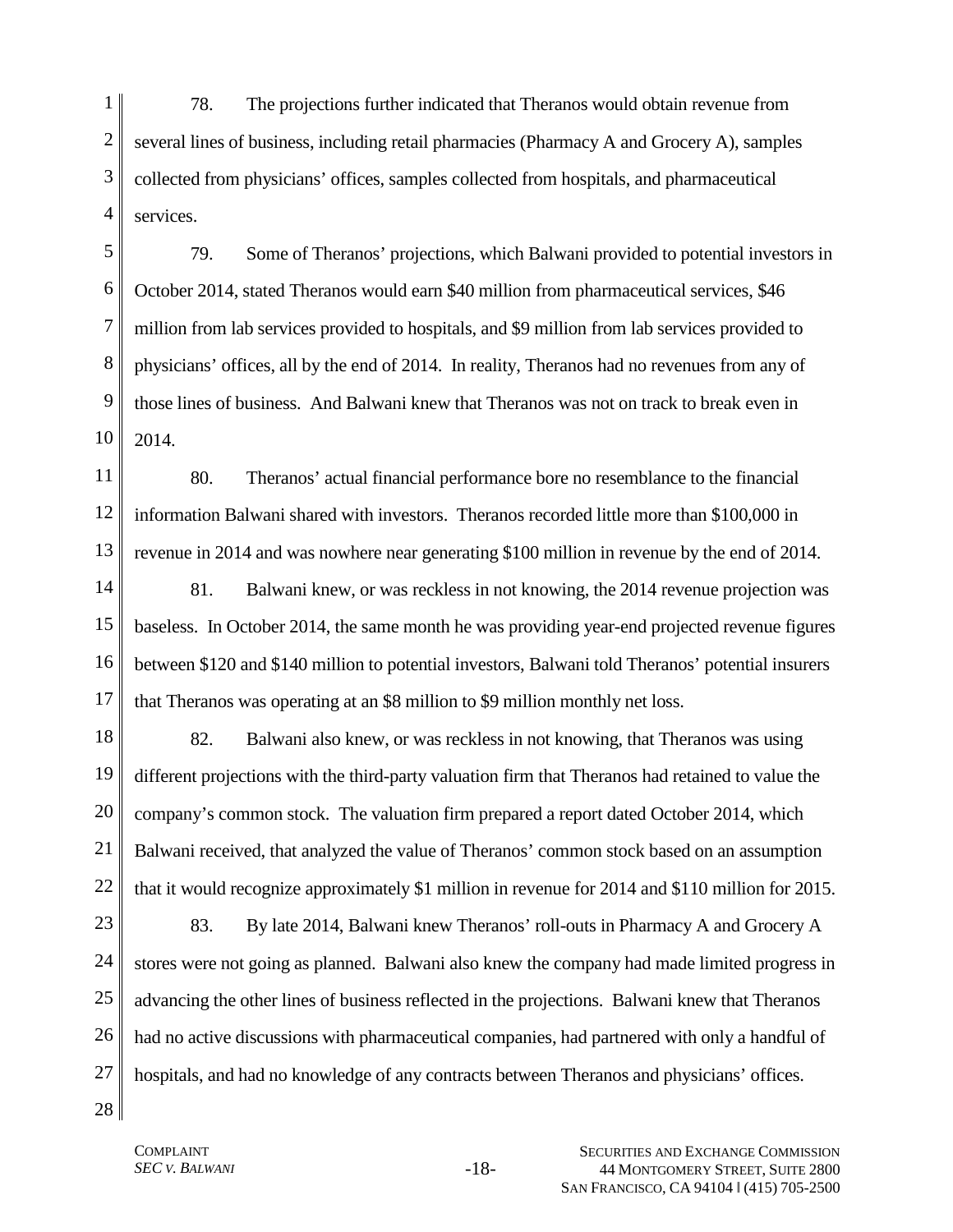78. The projections further indicated that Theranos would obtain revenue from several lines of business, including retail pharmacies (Pharmacy A and Grocery A), samples collected from physicians' offices, samples collected from hospitals, and pharmaceutical services.

79. Some of Theranos' projections, which Balwani provided to potential investors in October 2014, stated Theranos would earn $40 million from pharmaceutical services, $46 million from lab services provided to hospitals, and $9 million from lab services provided to physicians' offices, all by the end of 2014. In reality, Theranos had no revenues from any of those lines of business. And Balwani knew that Theranos was not on track to break even in 2014.

80. Theranos' actual financial performance bore no resemblance to the financial information Balwani shared with investors. Theranos recorded little more than $100,000 in revenue in 2014 and was nowhere near generating $100 million in revenue by the end of 2014.

81. Balwani knew, or was reckless in not knowing, the 2014 revenue projection was baseless. In October 2014, the same month he was providing year-end projected revenue figures between $120 and $140 million to potential investors, Balwani told Theranos' potential insurers that Theranos was operating at an $8 million to $9 million monthly net loss.

82. Balwani also knew, or was reckless in not knowing, that Theranos was using different projections with the third-party valuation firm that Theranos had retained to value the company's common stock. The valuation firm prepared a report dated October 2014, which Balwani received, that analyzed the value of Theranos' common stock based on an assumption that it would recognize approximately $1 million in revenue for 2014 and $110 million for 2015.

83. By late 2014, Balwani knew Theranos' roll-outs in Pharmacy A and Grocery A stores were not going as planned. Balwani also knew the company had made limited progress in advancing the other lines of business reflected in the projections. Balwani knew that Theranos had no active discussions with pharmaceutical companies, had partnered with only a handful of hospitals, and had no knowledge of any contracts between Theranos and physicians' offices.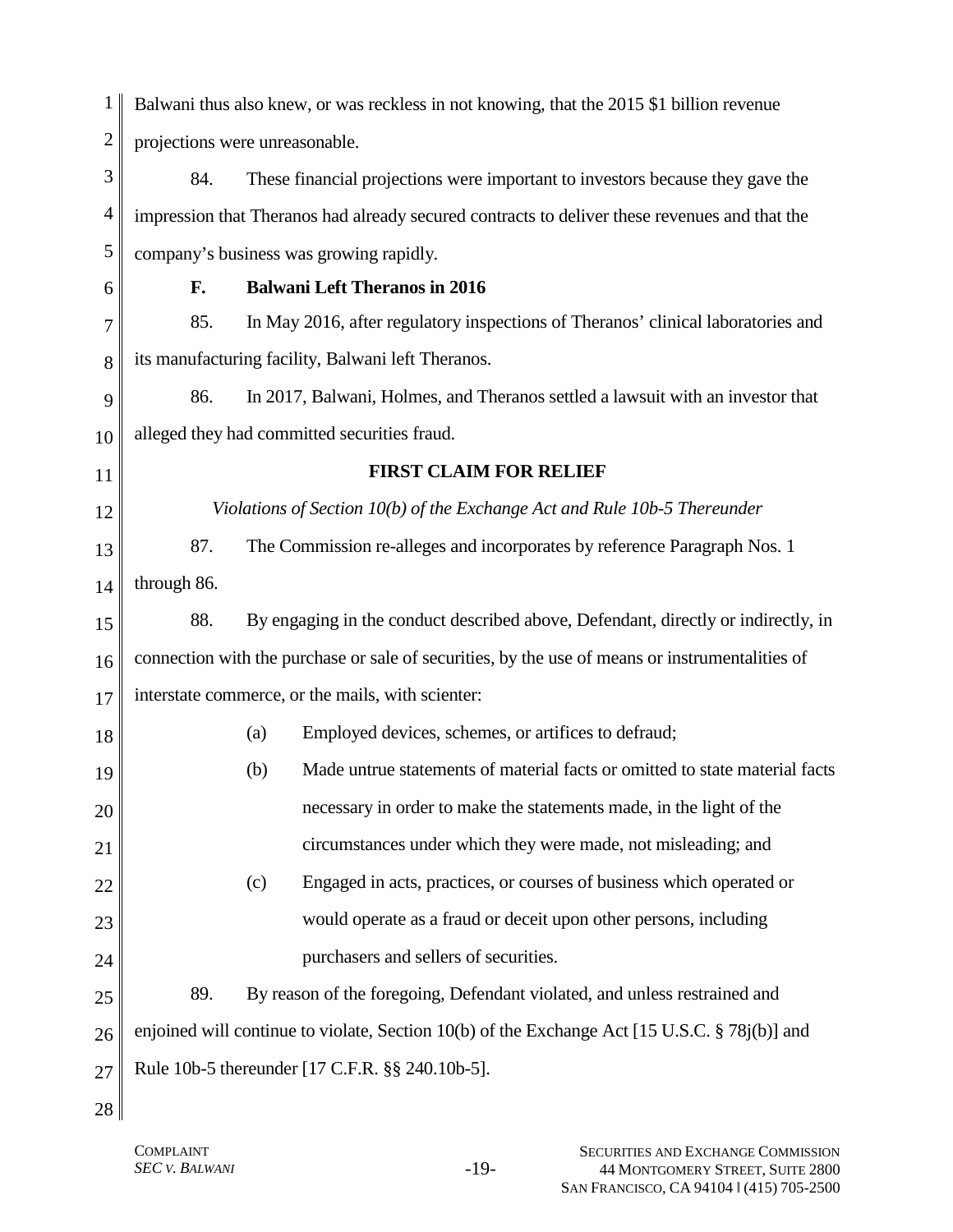Balwani thus also knew, or was reckless in not knowing, that the 2015 $1 billion revenue projections were unreasonable.

84. These financial projections were important to investors because they gave the impression that Theranos had already secured contracts to deliver these revenues and that the company's business was growing rapidly.

### F. Balwani Left Theranos in 2016

85. In May 2016, after regulatory inspections of Theranos' clinical laboratories and its manufacturing facility, Balwani left Theranos.

86. In 2017, Balwani, Holmes, and Theranos settled a lawsuit with an investor that alleged they had committed securities fraud.

## FIRST CLAIM FOR RELIEF

*Violations of Section 10(b) of the Exchange Act and Rule 10b-5 Thereunder*

87. The Commission re-alleges and incorporates by reference Paragraph Nos. 1 through 86.

88. By engaging in the conduct described above, Defendant, directly or indirectly, in connection with the purchase or sale of securities, by the use of means or instrumentalities of interstate commerce, or the mails, with scienter:

(a) Employed devices, schemes, or artifices to defraud;

(b) Made untrue statements of material facts or omitted to state material facts necessary in order to make the statements made, in the light of the circumstances under which they were made, not misleading; and

(c) Engaged in acts, practices, or courses of business which operated or would operate as a fraud or deceit upon other persons, including purchasers and sellers of securities.

89. By reason of the foregoing, Defendant violated, and unless restrained and enjoined will continue to violate, Section 10(b) of the Exchange Act [15 U.S.C. § 78j(b)] and Rule 10b-5 thereunder [17 C.F.R. §§ 240.10b-5].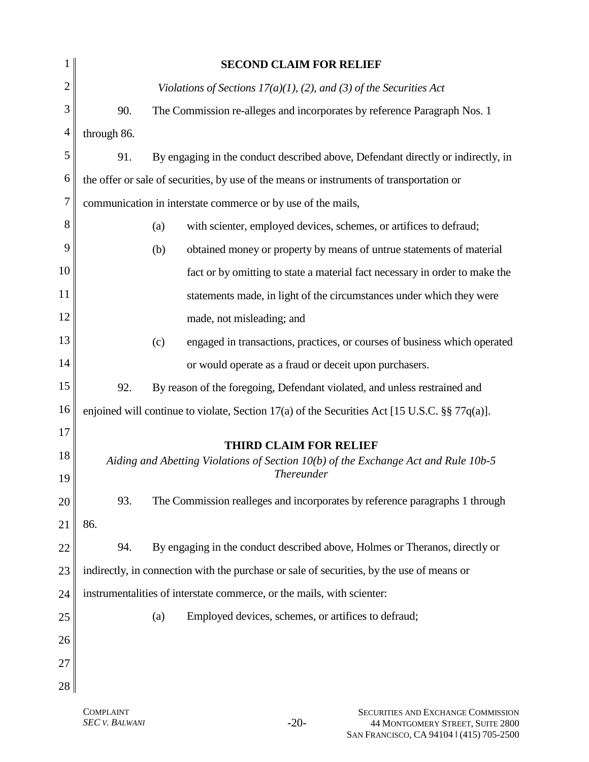## SECOND CLAIM FOR RELIEF

*Violations of Sections 17(a)(1), (2), and (3) of the Securities Act*

90. The Commission re-alleges and incorporates by reference Paragraph Nos. 1 through 86.

91. By engaging in the conduct described above, Defendant directly or indirectly, in the offer or sale of securities, by use of the means or instruments of transportation or communication in interstate commerce or by use of the mails,

(a) with scienter, employed devices, schemes, or artifices to defraud;

(b) obtained money or property by means of untrue statements of material fact or by omitting to state a material fact necessary in order to make the statements made, in light of the circumstances under which they were made, not misleading; and

(c) engaged in transactions, practices, or courses of business which operated or would operate as a fraud or deceit upon purchasers.

92. By reason of the foregoing, Defendant violated, and unless restrained and enjoined will continue to violate, Section 17(a) of the Securities Act [15 U.S.C. §§ 77q(a)].

## THIRD CLAIM FOR RELIEF

*Aiding and Abetting Violations of Section 10(b) of the Exchange Act and Rule 10b-5 Thereunder*

93. The Commission realleges and incorporates by reference paragraphs 1 through 86.

94. By engaging in the conduct described above, Holmes or Theranos, directly or indirectly, in connection with the purchase or sale of securities, by the use of means or instrumentalities of interstate commerce, or the mails, with scienter:

(a) Employed devices, schemes, or artifices to defraud;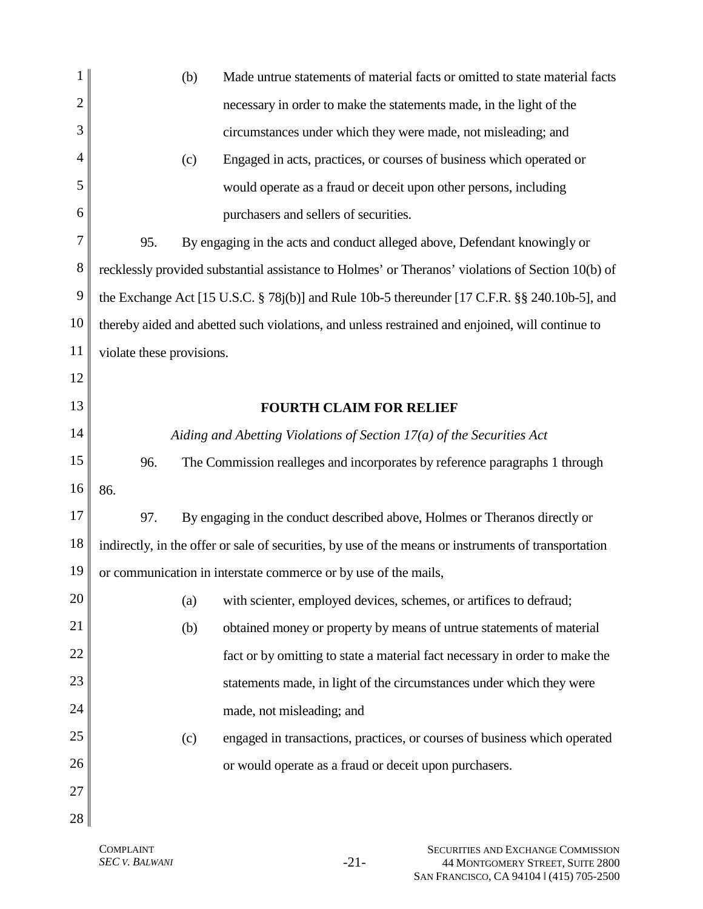(b) Made untrue statements of material facts or omitted to state material facts necessary in order to make the statements made, in the light of the circumstances under which they were made, not misleading; and

(c) Engaged in acts, practices, or courses of business which operated or would operate as a fraud or deceit upon other persons, including purchasers and sellers of securities.

95. By engaging in the acts and conduct alleged above, Defendant knowingly or recklessly provided substantial assistance to Holmes' or Theranos' violations of Section 10(b) of the Exchange Act [15 U.S.C. § 78j(b)] and Rule 10b-5 thereunder [17 C.F.R. §§ 240.10b-5], and thereby aided and abetted such violations, and unless restrained and enjoined, will continue to violate these provisions.

## FOURTH CLAIM FOR RELIEF

*Aiding and Abetting Violations of Section 17(a) of the Securities Act*

96. The Commission realleges and incorporates by reference paragraphs 1 through 86.

97. By engaging in the conduct described above, Holmes or Theranos directly or indirectly, in the offer or sale of securities, by use of the means or instruments of transportation or communication in interstate commerce or by use of the mails,

(a) with scienter, employed devices, schemes, or artifices to defraud;

(b) obtained money or property by means of untrue statements of material fact or by omitting to state a material fact necessary in order to make the statements made, in light of the circumstances under which they were made, not misleading; and

(c) engaged in transactions, practices, or courses of business which operated or would operate as a fraud or deceit upon purchasers.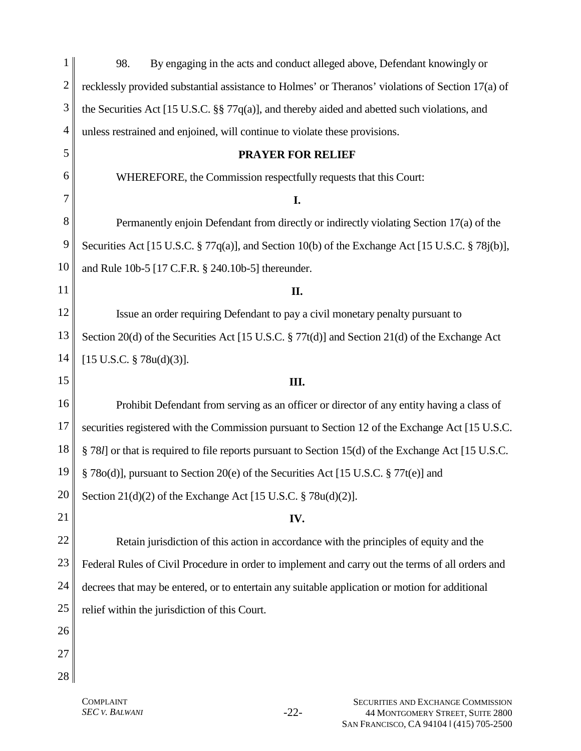98. By engaging in the acts and conduct alleged above, Defendant knowingly or recklessly provided substantial assistance to Holmes' or Theranos' violations of Section 17(a) of the Securities Act [15 U.S.C. §§ 77q(a)], and thereby aided and abetted such violations, and unless restrained and enjoined, will continue to violate these provisions.

## PRAYER FOR RELIEF

WHEREFORE, the Commission respectfully requests that this Court:

**I.**

Permanently enjoin Defendant from directly or indirectly violating Section 17(a) of the Securities Act [15 U.S.C. § 77q(a)], and Section 10(b) of the Exchange Act [15 U.S.C. § 78j(b)], and Rule 10b-5 [17 C.F.R. § 240.10b-5] thereunder.

**II.**

Issue an order requiring Defendant to pay a civil monetary penalty pursuant to Section 20(d) of the Securities Act [15 U.S.C. § 77t(d)] and Section 21(d) of the Exchange Act [15 U.S.C. § 78u(d)(3)].

**III.**

Prohibit Defendant from serving as an officer or director of any entity having a class of securities registered with the Commission pursuant to Section 12 of the Exchange Act [15 U.S.C. § 78*l*] or that is required to file reports pursuant to Section 15(d) of the Exchange Act [15 U.S.C. § 78o(d)], pursuant to Section 20(e) of the Securities Act [15 U.S.C. § 77t(e)] and Section 21(d)(2) of the Exchange Act [15 U.S.C. § 78u(d)(2)].

**IV.**

Retain jurisdiction of this action in accordance with the principles of equity and the Federal Rules of Civil Procedure in order to implement and carry out the terms of all orders and decrees that may be entered, or to entertain any suitable application or motion for additional relief within the jurisdiction of this Court.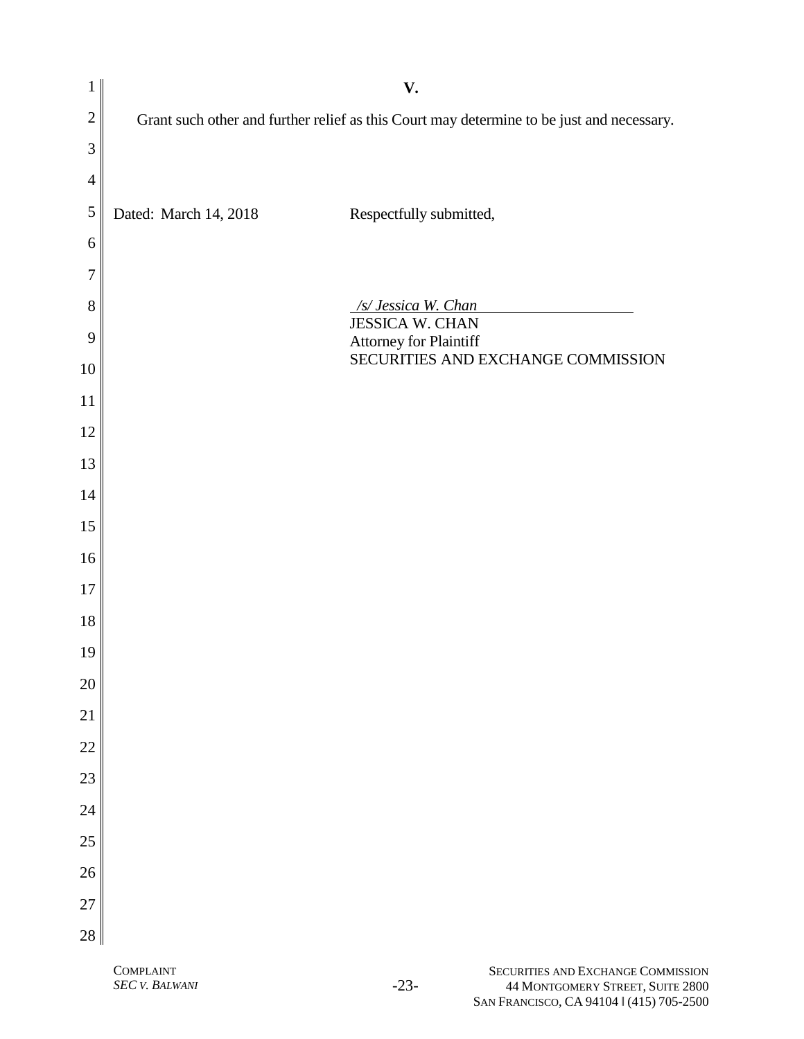**V.**

Grant such other and further relief as this Court may determine to be just and necessary.

Dated: March 14, 2018

Respectfully submitted,

*/s/ Jessica W. Chan*
JESSICA W. CHAN
Attorney for Plaintiff
SECURITIES AND EXCHANGE COMMISSION